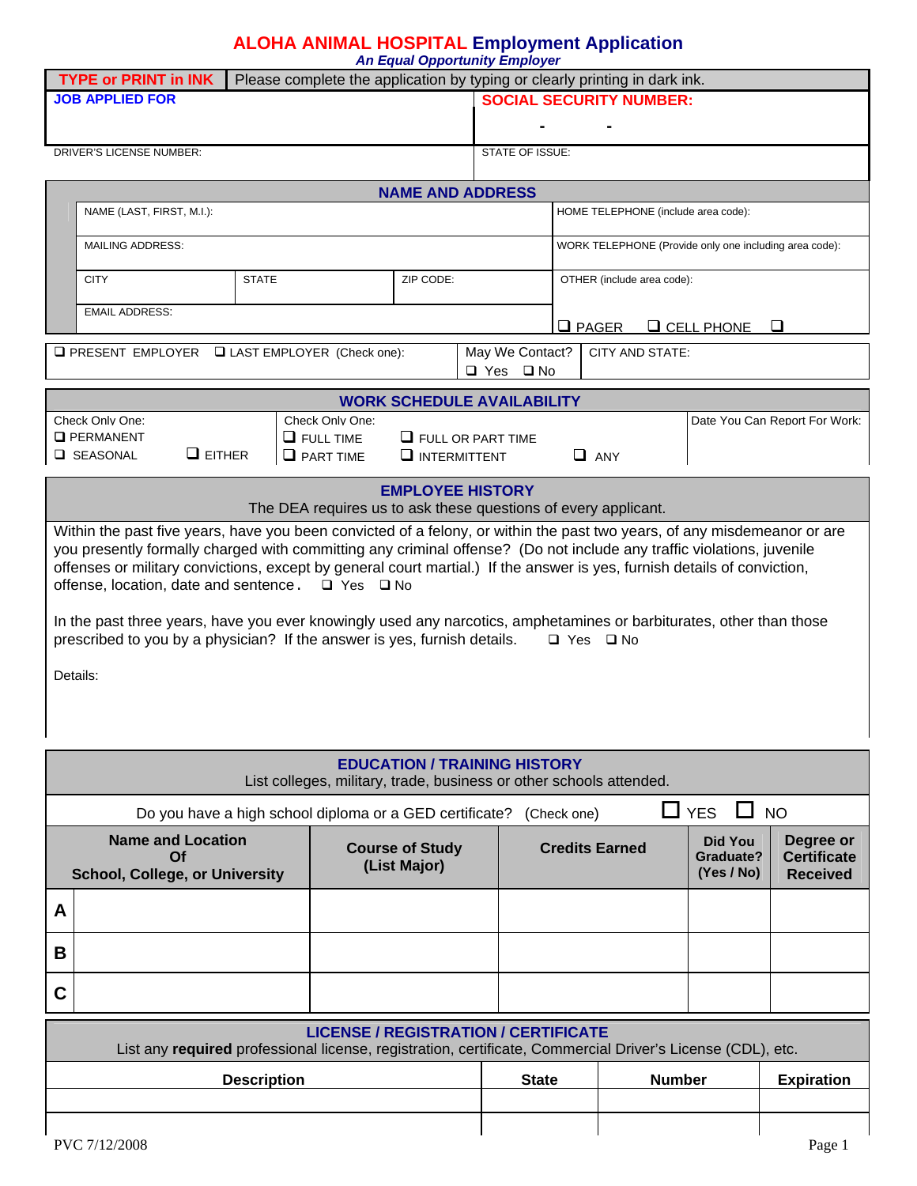# ALOHA ANIMAL HOSPITAL Employment Application

*An Equal Opportunity Employer*

| TYPE or PRINT in INK | Please complete the application by typing or clearly printing in dark ink. |
|---|---|
| JOB APPLIED FOR | SOCIAL SECURITY NUMBER: - - |
| DRIVER'S LICENSE NUMBER: | STATE OF ISSUE: |

## NAME AND ADDRESS

| | | | |
|---|---|---|---|
| NAME (LAST, FIRST, M.I.): | | | HOME TELEPHONE (include area code): |
| MAILING ADDRESS: | | | WORK TELEPHONE (Provide only one including area code): |
| CITY | STATE | ZIP CODE: | OTHER (include area code): |
| EMAIL ADDRESS: | | | ❑ PAGER ❑ CELL PHONE ❑ |

| ❑ PRESENT EMPLOYER ❑ LAST EMPLOYER (Check one): | May We Contact? ❑ Yes ❑ No | CITY AND STATE: |
|---|---|---|

## WORK SCHEDULE AVAILABILITY

| Check Only One: | Check Only One: | Date You Can Report For Work: |
|---|---|---|
| ❑ PERMANENT<br>❑ SEASONAL ❑ EITHER | ❑ FULL TIME ❑ FULL OR PART TIME<br>❑ PART TIME ❑ INTERMITTENT ❑ ANY | |

## EMPLOYEE HISTORY

The DEA requires us to ask these questions of every applicant.

Within the past five years, have you been convicted of a felony, or within the past two years, of any misdemeanor or are you presently formally charged with committing any criminal offense? (Do not include any traffic violations, juvenile offenses or military convictions, except by general court martial.) If the answer is yes, furnish details of conviction, offense, location, date and sentence. ❑ Yes ❑ No

In the past three years, have you ever knowingly used any narcotics, amphetamines or barbiturates, other than those prescribed to you by a physician? If the answer is yes, furnish details. ❑ Yes ❑ No

Details:

## EDUCATION / TRAINING HISTORY

List colleges, military, trade, business or other schools attended.

Do you have a high school diploma or a GED certificate? (Check one) ❑ YES ❑ NO

| | Name and Location Of School, College, or University | Course of Study (List Major) | Credits Earned | Did You Graduate? (Yes / No) | Degree or Certificate Received |
|---|---|---|---|---|---|
| A | | | | | |
| B | | | | | |
| C | | | | | |

## LICENSE / REGISTRATION / CERTIFICATE

List any **required** professional license, registration, certificate, Commercial Driver's License (CDL), etc.

| Description | State | Number | Expiration |
|---|---|---|---|
| | | | |
| | | | |

PVC 7/12/2008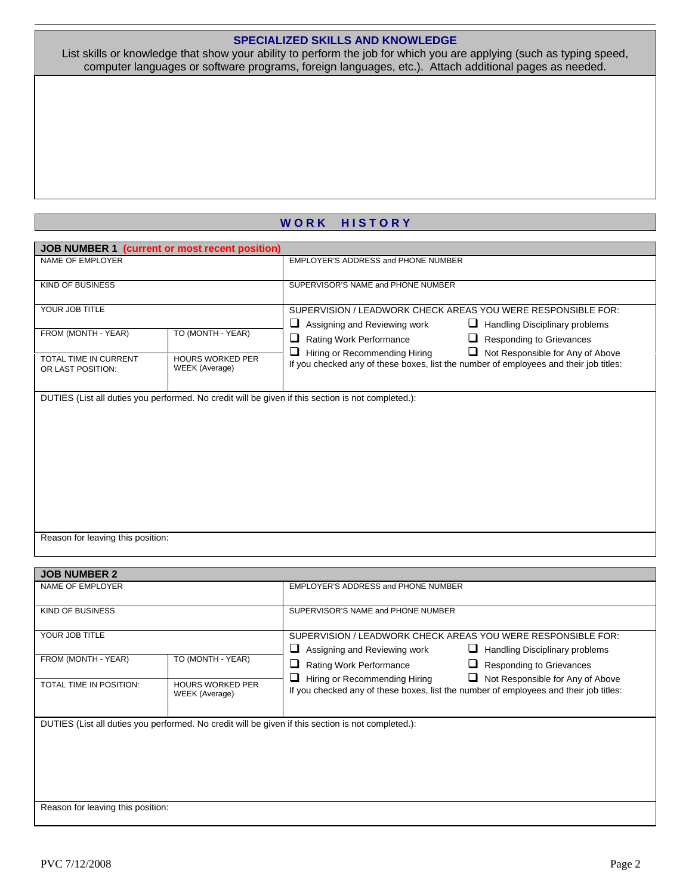## SPECIALIZED SKILLS AND KNOWLEDGE

List skills or knowledge that show your ability to perform the job for which you are applying (such as typing speed, computer languages or software programs, foreign languages, etc.). Attach additional pages as needed.

## WORK HISTORY

### JOB NUMBER 1 (current or most recent position)

| NAME OF EMPLOYER | | EMPLOYER'S ADDRESS and PHONE NUMBER |
|---|---|---|
| KIND OF BUSINESS | | SUPERVISOR'S NAME and PHONE NUMBER |
| YOUR JOB TITLE | | SUPERVISION / LEADWORK CHECK AREAS YOU WERE RESPONSIBLE FOR: |
| FROM (MONTH - YEAR) | TO (MONTH - YEAR) | ❑ Assigning and Reviewing work ❑ Handling Disciplinary problems ❑ Rating Work Performance ❑ Responding to Grievances ❑ Hiring or Recommending Hiring ❑ Not Responsible for Any of Above |
| TOTAL TIME IN CURRENT OR LAST POSITION: | HOURS WORKED PER WEEK (Average) | If you checked any of these boxes, list the number of employees and their job titles: |

DUTIES (List all duties you performed. No credit will be given if this section is not completed.):

Reason for leaving this position:

### JOB NUMBER 2

| NAME OF EMPLOYER | | EMPLOYER'S ADDRESS and PHONE NUMBER |
|---|---|---|
| KIND OF BUSINESS | | SUPERVISOR'S NAME and PHONE NUMBER |
| YOUR JOB TITLE | | SUPERVISION / LEADWORK CHECK AREAS YOU WERE RESPONSIBLE FOR: |
| FROM (MONTH - YEAR) | TO (MONTH - YEAR) | ❑ Assigning and Reviewing work ❑ Handling Disciplinary problems ❑ Rating Work Performance ❑ Responding to Grievances ❑ Hiring or Recommending Hiring ❑ Not Responsible for Any of Above |
| TOTAL TIME IN POSITION: | HOURS WORKED PER WEEK (Average) | If you checked any of these boxes, list the number of employees and their job titles: |

DUTIES (List all duties you performed. No credit will be given if this section is not completed.):

Reason for leaving this position:

PVC 7/12/2008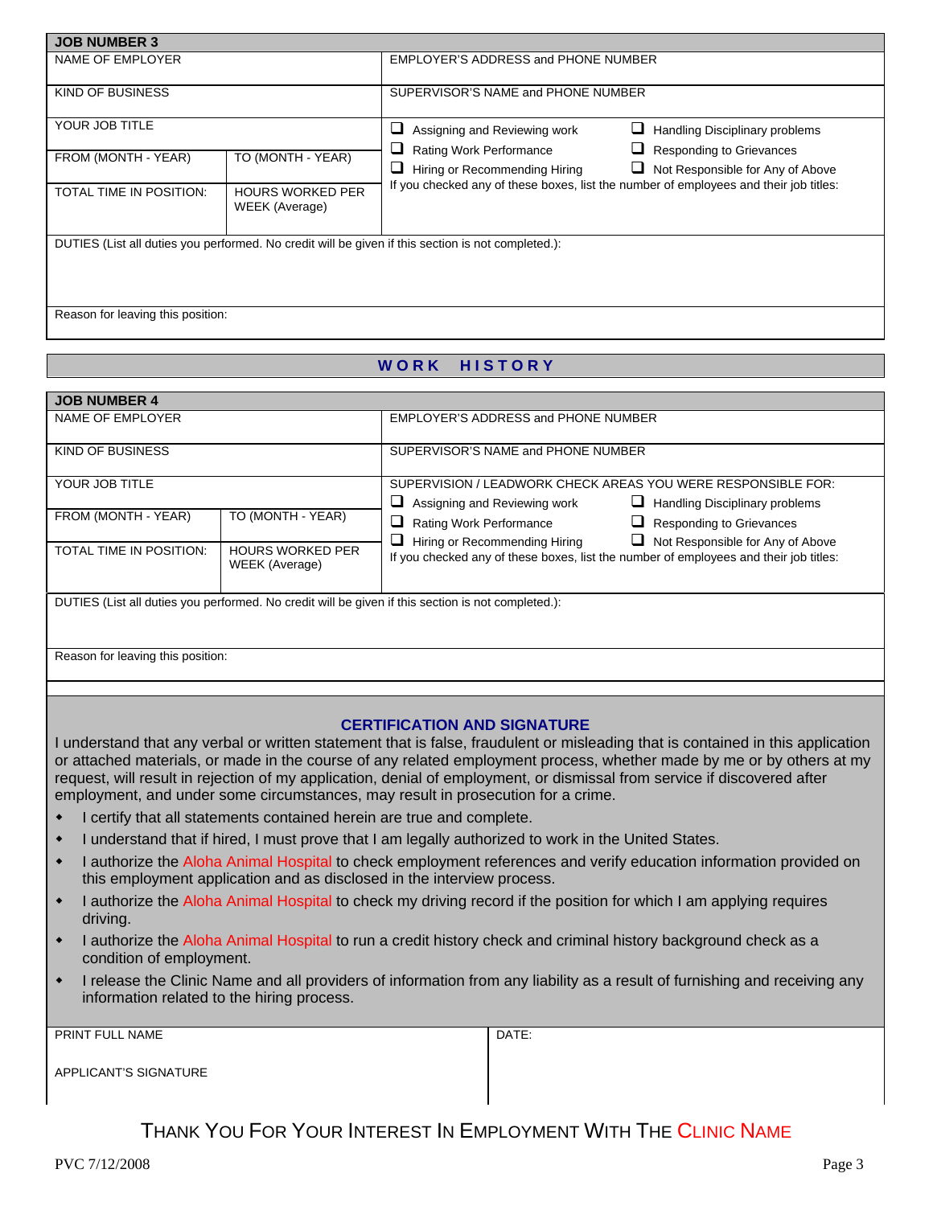## JOB NUMBER 3

| | |
|---|---|
| NAME OF EMPLOYER | EMPLOYER'S ADDRESS and PHONE NUMBER |
| KIND OF BUSINESS | SUPERVISOR'S NAME and PHONE NUMBER |
| YOUR JOB TITLE | ❑ Assigning and Reviewing work ❑ Handling Disciplinary problems ❑ Rating Work Performance ❑ Responding to Grievances ❑ Hiring or Recommending Hiring ❑ Not Responsible for Any of Above If you checked any of these boxes, list the number of employees and their job titles: |
| FROM (MONTH - YEAR) / TO (MONTH - YEAR) | |
| TOTAL TIME IN POSITION: / HOURS WORKED PER WEEK (Average) | |

DUTIES (List all duties you performed. No credit will be given if this section is not completed.):

Reason for leaving this position:

## WORK HISTORY

## JOB NUMBER 4

| | |
|---|---|
| NAME OF EMPLOYER | EMPLOYER'S ADDRESS and PHONE NUMBER |
| KIND OF BUSINESS | SUPERVISOR'S NAME and PHONE NUMBER |
| YOUR JOB TITLE | SUPERVISION / LEADWORK CHECK AREAS YOU WERE RESPONSIBLE FOR: ❑ Assigning and Reviewing work ❑ Handling Disciplinary problems ❑ Rating Work Performance ❑ Responding to Grievances ❑ Hiring or Recommending Hiring ❑ Not Responsible for Any of Above If you checked any of these boxes, list the number of employees and their job titles: |
| FROM (MONTH - YEAR) / TO (MONTH - YEAR) | |
| TOTAL TIME IN POSITION: / HOURS WORKED PER WEEK (Average) | |

DUTIES (List all duties you performed. No credit will be given if this section is not completed.):

Reason for leaving this position:

## CERTIFICATION AND SIGNATURE

I understand that any verbal or written statement that is false, fraudulent or misleading that is contained in this application or attached materials, or made in the course of any related employment process, whether made by me or by others at my request, will result in rejection of my application, denial of employment, or dismissal from service if discovered after employment, and under some circumstances, may result in prosecution for a crime.

- I certify that all statements contained herein are true and complete.
- I understand that if hired, I must prove that I am legally authorized to work in the United States.
- I authorize the Aloha Animal Hospital to check employment references and verify education information provided on this employment application and as disclosed in the interview process.
- I authorize the Aloha Animal Hospital to check my driving record if the position for which I am applying requires driving.
- I authorize the Aloha Animal Hospital to run a credit history check and criminal history background check as a condition of employment.
- I release the Clinic Name and all providers of information from any liability as a result of furnishing and receiving any information related to the hiring process.

| | |
|---|---|
| PRINT FULL NAME | DATE: |
| APPLICANT'S SIGNATURE | |

THANK YOU FOR YOUR INTEREST IN EMPLOYMENT WITH THE CLINIC NAME

PVC 7/12/2008